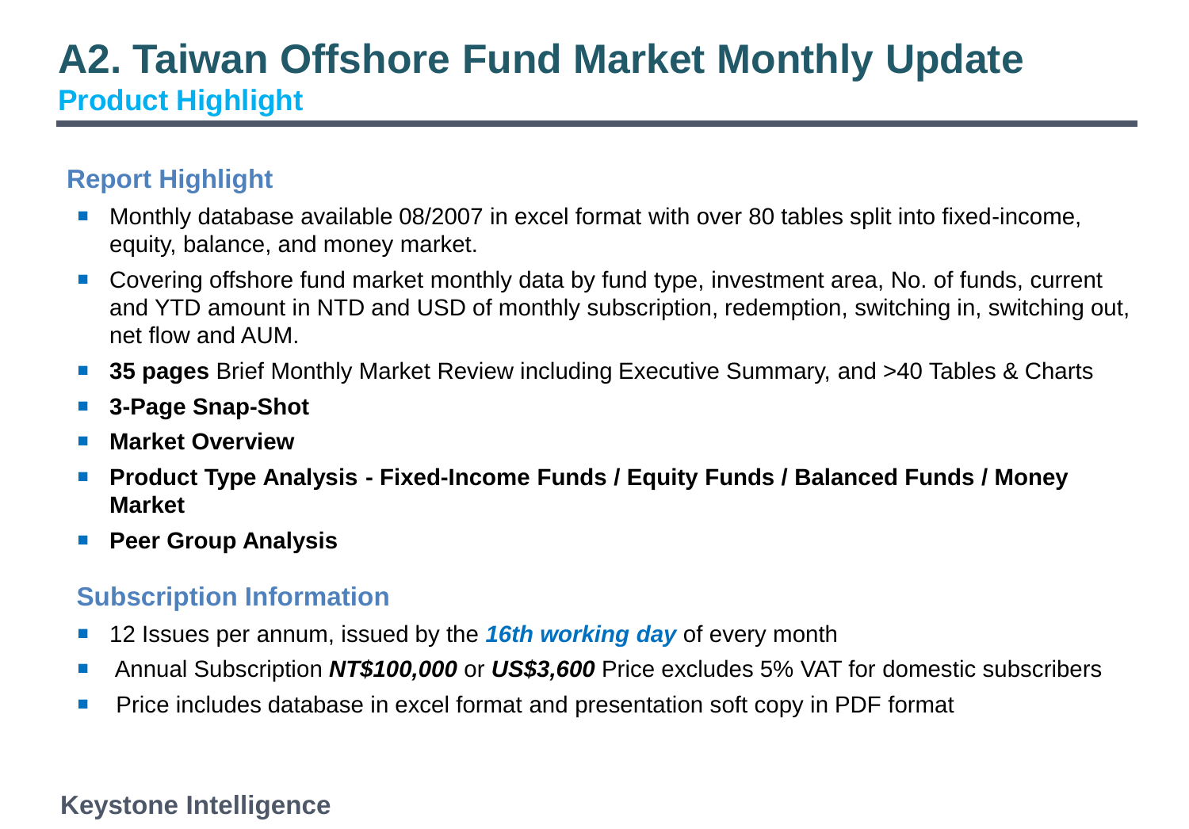# A2. Taiwan Offshore Fund Market Monthly Update

## Product Highlight

### Report Highlight

- Monthly database available 08/2007 in excel format with over 80 tables split into fixed-income, equity, balance, and money market.
- Covering offshore fund market monthly data by fund type, investment area, No. of funds, current and YTD amount in NTD and USD of monthly subscription, redemption, switching in, switching out, net flow and AUM.
- **35 pages** Brief Monthly Market Review including Executive Summary, and >40 Tables & Charts
- **3-Page Snap-Shot**
- **Market Overview**
- **Product Type Analysis - Fixed-Income Funds / Equity Funds / Balanced Funds / Money Market**
- **Peer Group Analysis**

### Subscription Information

- 12 Issues per annum, issued by the ***16th working day*** of every month
- Annual Subscription ***NT$100,000*** or ***US$3,600*** Price excludes 5% VAT for domestic subscribers
- Price includes database in excel format and presentation soft copy in PDF format

**Keystone Intelligence**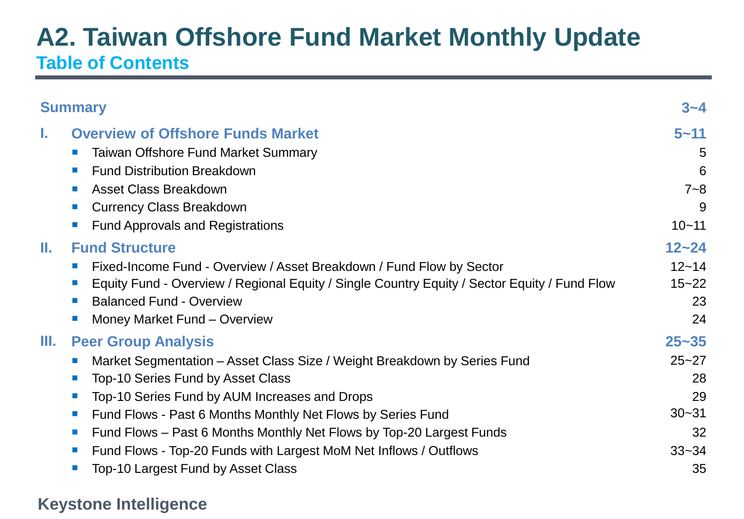# A2. Taiwan Offshore Fund Market Monthly Update

## Table of Contents

| | Page |
|---|---|
| **Summary** | **3~4** |
| **I. Overview of Offshore Funds Market** | **5~11** |
| ▪ Taiwan Offshore Fund Market Summary | 5 |
| ▪ Fund Distribution Breakdown | 6 |
| ▪ Asset Class Breakdown | 7~8 |
| ▪ Currency Class Breakdown | 9 |
| ▪ Fund Approvals and Registrations | 10~11 |
| **II. Fund Structure** | **12~24** |
| ▪ Fixed-Income Fund - Overview / Asset Breakdown / Fund Flow by Sector | 12~14 |
| ▪ Equity Fund - Overview / Regional Equity / Single Country Equity / Sector Equity / Fund Flow | 15~22 |
| ▪ Balanced Fund - Overview | 23 |
| ▪ Money Market Fund – Overview | 24 |
| **III. Peer Group Analysis** | **25~35** |
| ▪ Market Segmentation – Asset Class Size / Weight Breakdown by Series Fund | 25~27 |
| ▪ Top-10 Series Fund by Asset Class | 28 |
| ▪ Top-10 Series Fund by AUM Increases and Drops | 29 |
| ▪ Fund Flows - Past 6 Months Monthly Net Flows by Series Fund | 30~31 |
| ▪ Fund Flows – Past 6 Months Monthly Net Flows by Top-20 Largest Funds | 32 |
| ▪ Fund Flows - Top-20 Funds with Largest MoM Net Inflows / Outflows | 33~34 |
| ▪ Top-10 Largest Fund by Asset Class | 35 |

**Keystone Intelligence**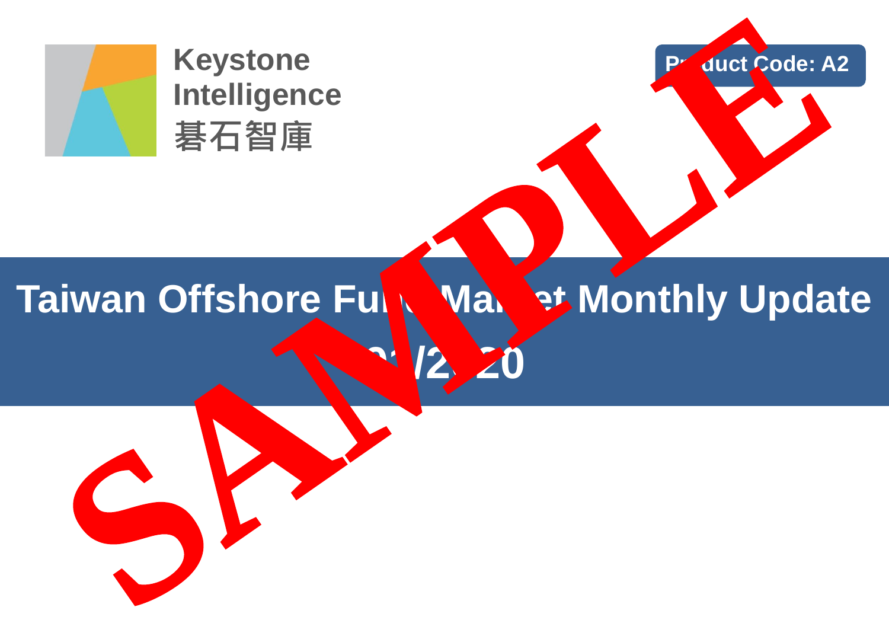Keystone
Intelligence
碁石智庫

**Product Code: A2**

# Taiwan Offshore Fund Market Monthly Update

## 01/2020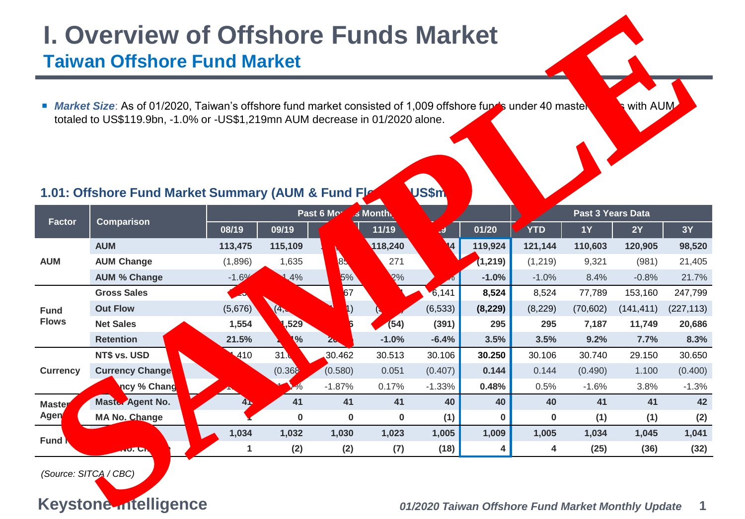# I. Overview of Offshore Funds Market

## Taiwan Offshore Fund Market

- *Market Size*: As of 01/2020, Taiwan's offshore fund market consisted of 1,009 offshore funds under 40 master agents with AUM totaled to US$119.9bn, -1.0% or -US$1,219mn AUM decrease in 01/2020 alone.

### 1.01: Offshore Fund Market Summary (AUM & Fund Flows, US$mn)

| Factor | Comparison | Past 6 Months | | | | | | Past 3 Years Data | | | |
|---|---|---|---|---|---|---|---|---|---|---|---|
| | | 08/19 | 09/19 | 10/19 | 11/19 | 12/19 | 01/20 | YTD | 1Y | 2Y | 3Y |
| AUM | AUM | 113,475 | 115,109 | | 118,240 | 14 | 119,924 | 121,144 | 110,603 | 120,905 | 98,520 |
| | AUM Change | (1,896) | 1,635 | 85 | 271 | | (1,219) | (1,219) | 9,321 | (981) | 21,405 |
| | AUM % Change | -1.6% | 1.4% | 5% | 2% | | -1.0% | -1.0% | 8.4% | -0.8% | 21.7% |
| Fund Flows | Gross Sales | | | 67 | | 6,141 | 8,524 | 8,524 | 77,789 | 153,160 | 247,799 |
| | Out Flow | (5,676) | (4, | 1) | | (6,533) | (8,229) | (8,229) | (70,602) | (141,411) | (227,113) |
| | Net Sales | 1,554 | 1,529 | 6 | (54) | (391) | 295 | 295 | 7,187 | 11,749 | 20,686 |
| | Retention | 21.5% | 1% | 20 | -1.0% | -6.4% | 3.5% | 3.5% | 9.2% | 7.7% | 8.3% |
| Currency | NT$ vs. USD | 410 | 31. | 30.462 | 30.513 | 30.106 | 30.250 | 30.106 | 30.740 | 29.150 | 30.650 |
| | Currency Change | | (0.368 | (0.580) | 0.051 | (0.407) | 0.144 | 0.144 | (0.490) | 1.100 | (0.400) |
| | Currency % Change | | % | -1.87% | 0.17% | -1.33% | 0.48% | 0.5% | -1.6% | 3.8% | -1.3% |
| Master Agent | Master Agent No. | 41 | 41 | 41 | 41 | 40 | 40 | 40 | 41 | 41 | 42 |
| | MA No. Change | 1 | 0 | 0 | 0 | (1) | 0 | 0 | (1) | (1) | (2) |
| Fund | | 1,034 | 1,032 | 1,030 | 1,023 | 1,005 | 1,009 | 1,005 | 1,034 | 1,045 | 1,041 |
| | No. Change | 1 | (2) | (2) | (7) | (18) | 4 | 4 | (25) | (36) | (32) |

*(Source: SITCA / CBC)*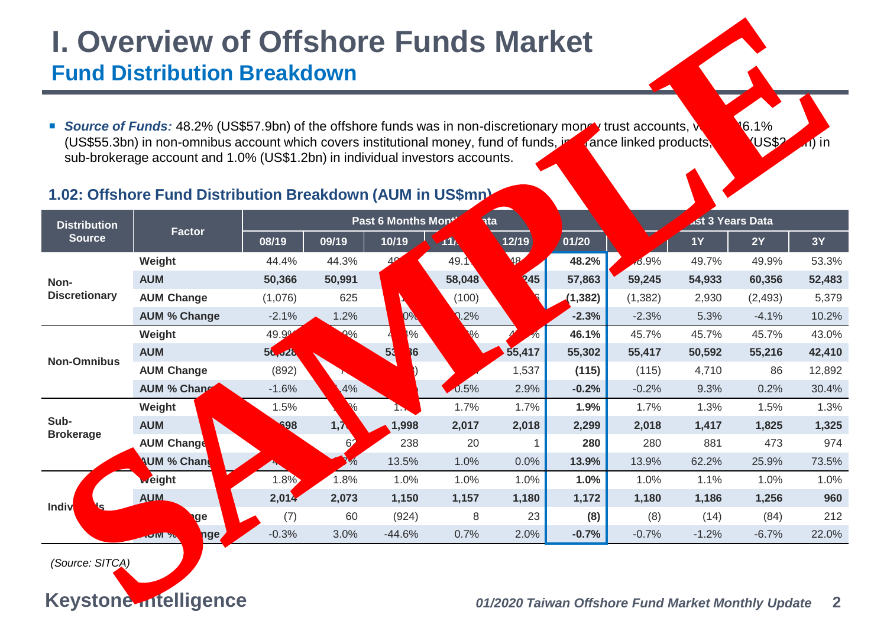# I. Overview of Offshore Funds Market

## Fund Distribution Breakdown

- ***Source of Funds:*** 48.2% (US$57.9bn) of the offshore funds was in non-discretionary money trust accounts, v 46.1% (US$55.3bn) in non-omnibus account which covers institutional money, fund of funds, in rance linked products, (US$2 n) in sub-brokerage account and 1.0% (US$1.2bn) in individual investors accounts.

### 1.02: Offshore Fund Distribution Breakdown (AUM in US$mn)

| Distribution Source | Factor | Past 6 Months Mont ta | | | | | | ast 3 Years Data | | | |
|---|---|---|---|---|---|---|---|---|---|---|---|
| | | 08/19 | 09/19 | 10/19 | 11/ | 12/19 | 01/20 | | 1Y | 2Y | 3Y |
| Non-Discretionary | Weight | 44.4% | 44.3% | 4 | 49.1 | 48 | 48.2% | 8.9% | 49.7% | 49.9% | 53.3% |
| | AUM | 50,366 | 50,991 | | 58,048 | 245 | 57,863 | 59,245 | 54,933 | 60,356 | 52,483 |
| | AUM Change | (1,076) | 625 | | (100) | | (1,382) | (1,382) | 2,930 | (2,493) | 5,379 |
| | AUM % Change | -2.1% | 1.2% | 0% | .2% | | -2.3% | -2.3% | 5.3% | -4.1% | 10.2% |
| Non-Omnibus | Weight | 49.9% | 9% | 4 % | % | 4 % | 46.1% | 45.7% | 45.7% | 45.7% | 43.0% |
| | AUM | 5 ,828 | | 53 36 | | 55,417 | 55,302 | 55,417 | 50,592 | 55,216 | 42,410 |
| | AUM Change | (892) | 7 | ) | | 1,537 | (115) | (115) | 4,710 | 86 | 12,892 |
| | AUM % Chang | -1.6% | .4% | | 0.5% | 2.9% | -0.2% | -0.2% | 9.3% | 0.2% | 30.4% |
| Sub-Brokerage | Weight | 1.5% | % | 1. | 1.7% | 1.7% | 1.9% | 1.7% | 1.3% | 1.5% | 1.3% |
| | AUM | 698 | 1,7 | 1,998 | 2,017 | 2,018 | 2,299 | 2,018 | 1,417 | 1,825 | 1,325 |
| | AUM Change | | 6 | 238 | 20 | 1 | 280 | 280 | 881 | 473 | 974 |
| | AUM % Chang | 4 | 7% | 13.5% | 1.0% | 0.0% | 13.9% | 13.9% | 62.2% | 25.9% | 73.5% |
| Indiv ls | Weight | 1.8% | 1.8% | 1.0% | 1.0% | 1.0% | 1.0% | 1.0% | 1.1% | 1.0% | 1.0% |
| | AUM | 2,014 | 2,073 | 1,150 | 1,157 | 1,180 | 1,172 | 1,180 | 1,186 | 1,256 | 960 |
| | ge | (7) | 60 | (924) | 8 | 23 | (8) | (8) | (14) | (84) | 212 |
| | nge | -0.3% | 3.0% | -44.6% | 0.7% | 2.0% | -0.7% | -0.7% | -1.2% | -6.7% | 22.0% |

*(Source: SITCA)*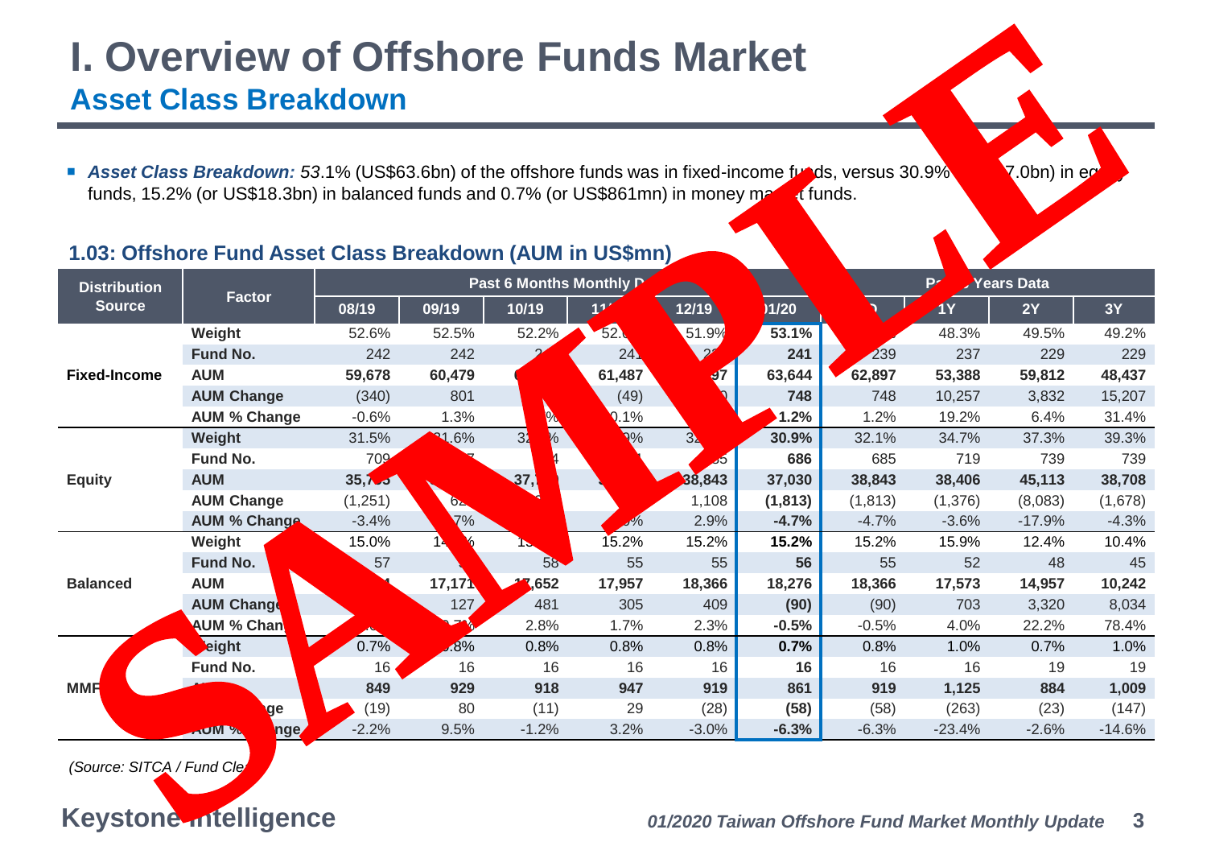# I. Overview of Offshore Funds Market

## Asset Class Breakdown

- ***Asset Class Breakdown:*** 53.1% (US$63.6bn) of the offshore funds was in fixed-income funds, versus 30.9% (US$37.0bn) in equity funds, 15.2% (or US$18.3bn) in balanced funds and 0.7% (or US$861mn) in money market funds.

### 1.03: Offshore Fund Asset Class Breakdown (AUM in US$mn)

| Distribution Source | Factor | Past 6 Months Monthly Data | | | | | | Past Years Data | | | |
|---|---|---|---|---|---|---|---|---|---|---|---|
| | | 08/19 | 09/19 | 10/19 | 11/19 | 12/19 | 01/20 | YTD | 1Y | 2Y | 3Y |
| Fixed-Income | Weight | 52.6% | 52.5% | 52.2% | 52. | 51.9% | 53.1% | | 48.3% | 49.5% | 49.2% |
| | Fund No. | 242 | 242 | 2 | 241 | 2 | 241 | 239 | 237 | 229 | 229 |
| | AUM | 59,678 | 60,479 | | 61,487 | 97 | 63,644 | 62,897 | 53,388 | 59,812 | 48,437 |
| | AUM Change | (340) | 801 | | (49) | | 748 | 748 | 10,257 | 3,832 | 15,207 |
| | AUM % Change | -0.6% | 1.3% | % | 0.1% | | 1.2% | 1.2% | 19.2% | 6.4% | 31.4% |
| Equity | Weight | 31.5% | 31.6% | 32 % | 0% | 32 | 30.9% | 32.1% | 34.7% | 37.3% | 39.3% |
| | Fund No. | 709 | 7 | 4 | | 5 | 686 | 685 | 719 | 739 | 739 |
| | AUM | 35,7 | | 37, | | 38,843 | 37,030 | 38,843 | 38,406 | 45,113 | 38,708 |
| | AUM Change | (1,251) | 62 | | | 1,108 | (1,813) | (1,813) | (1,376) | (8,083) | (1,678) |
| | AUM % Change | -3.4% | 7% | | % | 2.9% | -4.7% | -4.7% | -3.6% | -17.9% | -4.3% |
| Balanced | Weight | 15.0% | 14 % | 1 | 15.2% | 15.2% | 15.2% | 15.2% | 15.9% | 12.4% | 10.4% |
| | Fund No. | 57 | | 58 | 55 | 55 | 56 | 55 | 52 | 48 | 45 |
| | AUM | 4 | 17,171 | 17,652 | 17,957 | 18,366 | 18,276 | 18,366 | 17,573 | 14,957 | 10,242 |
| | AUM Change | | 127 | 481 | 305 | 409 | (90) | (90) | 703 | 3,320 | 8,034 |
| | AUM % Change | | 0.7% | 2.8% | 1.7% | 2.3% | -0.5% | -0.5% | 4.0% | 22.2% | 78.4% |
| MMF | Weight | 0.7% | 0.8% | 0.8% | 0.8% | 0.8% | 0.7% | 0.8% | 1.0% | 0.7% | 1.0% |
| | Fund No. | 16 | 16 | 16 | 16 | 16 | 16 | 16 | 16 | 19 | 19 |
| | AUM | 849 | 929 | 918 | 947 | 919 | 861 | 919 | 1,125 | 884 | 1,009 |
| | AUM Change | (19) | 80 | (11) | 29 | (28) | (58) | (58) | (263) | (23) | (147) |
| | AUM % Change | -2.2% | 9.5% | -1.2% | 3.2% | -3.0% | -6.3% | -6.3% | -23.4% | -2.6% | -14.6% |

*(Source: SITCA / Fund Cle*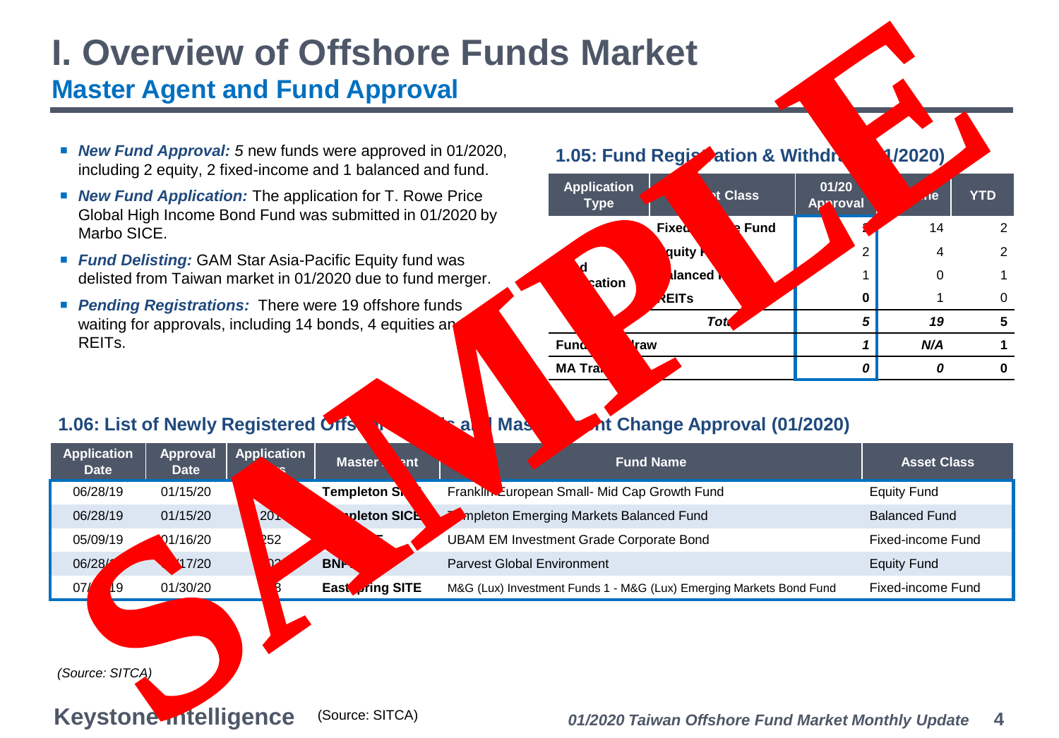# I. Overview of Offshore Funds Market

## Master Agent and Fund Approval

- ***New Fund Approval:*** *5* new funds were approved in 01/2020, including 2 equity, 2 fixed-income and 1 balanced and fund.
- ***New Fund Application:*** The application for T. Rowe Price Global High Income Bond Fund was submitted in 01/2020 by Marbo SICE.
- ***Fund Delisting:*** GAM Star Asia-Pacific Equity fund was delisted from Taiwan market in 01/2020 due to fund merger.
- ***Pending Registrations:*** There were 19 offshore funds waiting for approvals, including 14 bonds, 4 equities an REITs.

### 1.05: Fund Regis ation & Withdr 1/2020)

| Application Type | t Class | 01/20 Approval | ne | YTD |
|---|---|---|---|---|
| d cation | Fixed e Fund | 2 | 14 | 2 |
| | quity | 2 | 4 | 2 |
| | alanced | 1 | 0 | 1 |
| | EITs | **0** | 1 | 0 |
| | ***Tot*** | ***5*** | ***19*** | **5** |
| **Fund raw** | | ***1*** | ***N/A*** | **1** |
| **MA Tra** | | ***0*** | ***0*** | **0** |

### 1.06: List of Newly Registered Offs a Mas nt Change Approval (01/2020)

| Application Date | Approval Date | Application | Master ent | Fund Name | Asset Class |
|---|---|---|---|---|---|
| 06/28/19 | 01/15/20 | | **Templeton S** | Franklin European Small- Mid Cap Growth Fund | Equity Fund |
| 06/28/19 | 01/15/20 | 201 | **pleton SICE** | mpleton Emerging Markets Balanced Fund | Balanced Fund |
| 05/09/19 | 01/16/20 | 252 | | UBAM EM Investment Grade Corporate Bond | Fixed-income Fund |
| 06/28/ | 17/20 | | **BN** | Parvest Global Environment | Equity Fund |
| 07/ 19 | 01/30/20 | 3 | **East ring SITE** | M&G (Lux) Investment Funds 1 - M&G (Lux) Emerging Markets Bond Fund | Fixed-income Fund |

*(Source: SITCA)*

(Source: SITCA)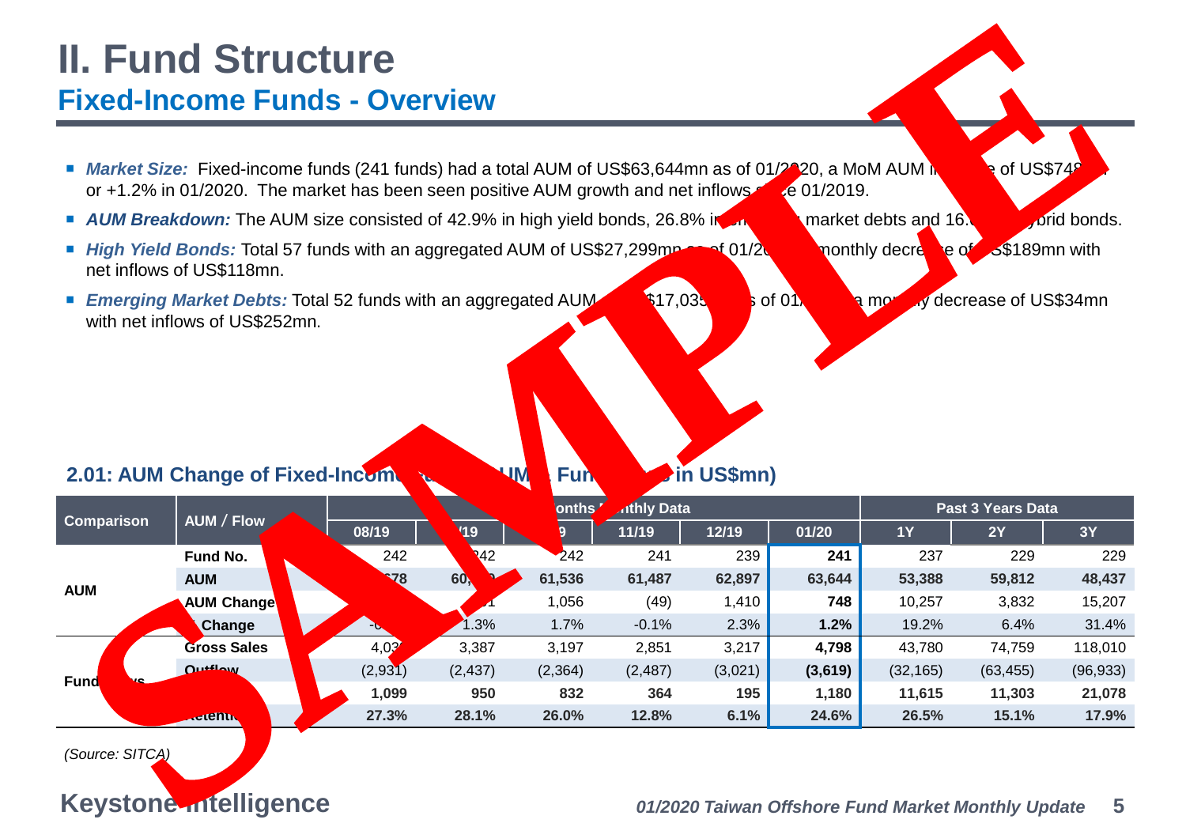# II. Fund Structure

## Fixed-Income Funds - Overview

- ***Market Size:*** Fixed-income funds (241 funds) had a total AUM of US$63,644mn as of 01/2020, a MoM AUM increase of US$748mn or +1.2% in 01/2020. The market has been seen positive AUM growth and net inflows since 01/2019.
- ***AUM Breakdown:*** The AUM size consisted of 42.9% in high yield bonds, 26.8% in emerging market debts and 16. hybrid bonds.
- ***High Yield Bonds:*** Total 57 funds with an aggregated AUM of US$27,299mn as of 01/20 monthly decrease of US$189mn with net inflows of US$118mn.
- ***Emerging Market Debts:*** Total 52 funds with an aggregated AUM $17,035 s of 01/ a monthly decrease of US$34mn with net inflows of US$252mn.

**2.01: AUM Change of Fixed-Income Funds (AUM, Fund Flows in US$mn)**

| Comparison | AUM / Flow | Past 6 Months Monthly Data | | | | | | Past 3 Years Data | | |
|---|---|---|---|---|---|---|---|---|---|---|
| | | 08/19 | /19 | 9 | 11/19 | 12/19 | 01/20 | 1Y | 2Y | 3Y |
| AUM | Fund No. | 242 | 242 | 242 | 241 | 239 | **241** | 237 | 229 | 229 |
| | AUM | 678 | 60, | **61,536** | **61,487** | **62,897** | **63,644** | **53,388** | **59,812** | **48,437** |
| | AUM Change | | 1 | 1,056 | (49) | 1,410 | **748** | 10,257 | 3,832 | 15,207 |
| | Change | - | 1.3% | 1.7% | -0.1% | 2.3% | **1.2%** | 19.2% | 6.4% | 31.4% |
| Fund Flows | Gross Sales | 4,03 | 3,387 | 3,197 | 2,851 | 3,217 | **4,798** | 43,780 | 74,759 | 118,010 |
| | Outflow | (2,931) | (2,437) | (2,364) | (2,487) | (3,021) | **(3,619)** | (32,165) | (63,455) | (96,933) |
| | | **1,099** | **950** | **832** | **364** | **195** | **1,180** | **11,615** | **11,303** | **21,078** |
| | Retention | **27.3%** | **28.1%** | **26.0%** | **12.8%** | **6.1%** | **24.6%** | **26.5%** | **15.1%** | **17.9%** |

*(Source: SITCA)*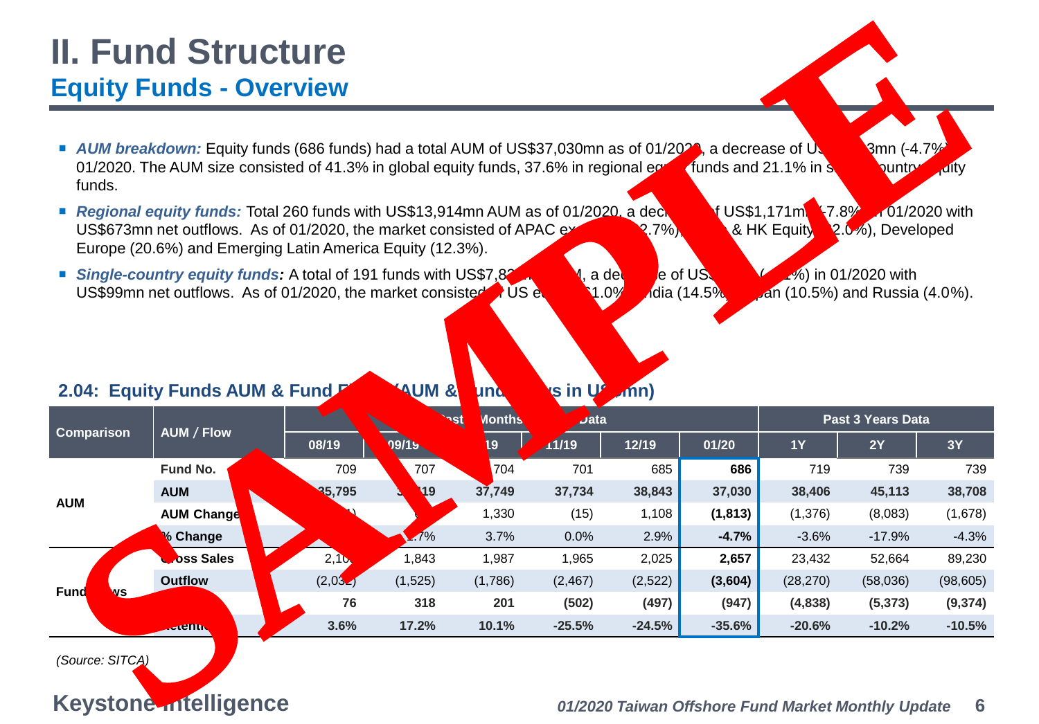# II. Fund Structure

## Equity Funds - Overview

- ***AUM breakdown:*** Equity funds (686 funds) had a total AUM of US$37,030mn as of 01/2020, a decrease of US 3mn (-4.7%) 01/2020. The AUM size consisted of 41.3% in global equity funds, 37.6% in regional eq funds and 21.1% in s ountry uity funds.
- ***Regional equity funds:*** Total 260 funds with US$13,914mn AUM as of 01/2020, a dec f US$1,171m -7.8% 01/2020 with US$673mn net outflows. As of 01/2020, the market consisted of APAC ex .7%), & HK Equity 2.0%), Developed Europe (20.6%) and Emerging Latin America Equity (12.3%).
- ***Single-country equity funds:*** A total of 191 funds with US$7,8 , a de e of US %) in 01/2020 with US$99mn net outflows. As of 01/2020, the market consisted US e 1.0% ndia (14.5% pan (10.5%) and Russia (4.0%).

**2.04: Equity Funds AUM & Fund F (AUM & und s in U mn)**

| Comparison | AUM / Flow | ast Months | | | ata | | | Past 3 Years Data | | |
|---|---|---|---|---|---|---|---|---|---|---|
| | | 08/19 | 09/19 | 19 | 11/19 | 12/19 | 01/20 | 1Y | 2Y | 3Y |
| AUM | Fund No. | 709 | 707 | 704 | 701 | 685 | **686** | 719 | 739 | 739 |
| | **AUM** | **35,795** | **19** | **37,749** | **37,734** | **38,843** | **37,030** | **38,406** | **45,113** | **38,708** |
| | AUM Change | | | 1,330 | (15) | 1,108 | **(1,813)** | (1,376) | (8,083) | (1,678) |
| | % Change | | .7% | 3.7% | 0.0% | 2.9% | **-4.7%** | -3.6% | -17.9% | -4.3% |
| Fund ws | oss Sales | 2,10 | 1,843 | 1,987 | 1,965 | 2,025 | **2,657** | 23,432 | 52,664 | 89,230 |
| | Outflow | (2,03 ) | (1,525) | (1,786) | (2,467) | (2,522) | **(3,604)** | (28,270) | (58,036) | (98,605) |
| | | **76** | **318** | **201** | **(502)** | **(497)** | **(947)** | **(4,838)** | **(5,373)** | **(9,374)** |
| | etenti | **3.6%** | **17.2%** | **10.1%** | **-25.5%** | **-24.5%** | **-35.6%** | **-20.6%** | **-10.2%** | **-10.5%** |

*(Source: SITCA)*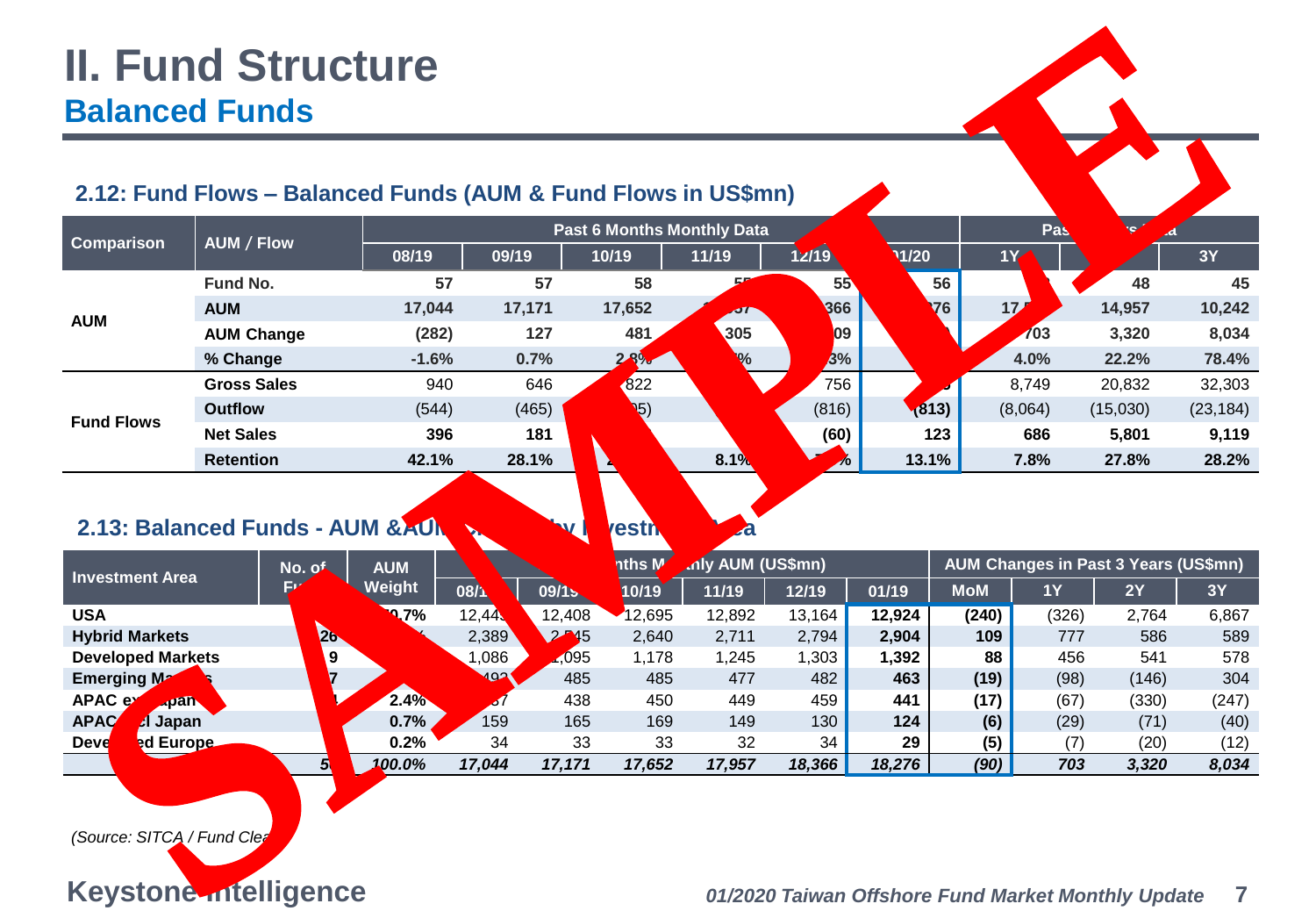# II. Fund Structure

## Balanced Funds

### 2.12: Fund Flows – Balanced Funds (AUM & Fund Flows in US$mn)

| Comparison | AUM / Flow | Past 6 Months Monthly Data | | | | | | Past Years Data | | |
|---|---|---|---|---|---|---|---|---|---|---|
| | | 08/19 | 09/19 | 10/19 | 11/19 | 12/19 | 01/20 | 1Y | 2Y | 3Y |
| AUM | Fund No. | 57 | 57 | 58 | 5 | 55 | 56 | | 48 | 45 |
| | AUM | 17,044 | 17,171 | 17,652 | | 366 | 76 | 17 | 14,957 | 10,242 |
| | AUM Change | (282) | 127 | 481 | 305 | 09 | | 703 | 3,320 | 8,034 |
| | % Change | -1.6% | 0.7% | 2.8% | | 3% | | 4.0% | 22.2% | 78.4% |
| Fund Flows | Gross Sales | 940 | 646 | 822 | | 756 | | 8,749 | 20,832 | 32,303 |
| | Outflow | (544) | (465) | 05) | | (816) | (813) | (8,064) | (15,030) | (23,184) |
| | Net Sales | 396 | 181 | | | (60) | 123 | 686 | 5,801 | 9,119 |
| | Retention | 42.1% | 28.1% | | 8.1% | | 13.1% | 7.8% | 27.8% | 28.2% |

### 2.13: Balanced Funds - AUM & AUM Changes by Investment Area

| Investment Area | No. of Funds | AUM Weight | Past 6 Months Monthly AUM (US$mn) | | | | | | AUM Changes in Past 3 Years (US$mn) | | | |
|---|---|---|---|---|---|---|---|---|---|---|---|---|
| | | | 08/19 | 09/19 | 10/19 | 11/19 | 12/19 | 01/19 | MoM | 1Y | 2Y | 3Y |
| USA | | 70.7% | 12,44 | 12,408 | 12,695 | 12,892 | 13,164 | 12,924 | (240) | (326) | 2,764 | 6,867 |
| Hybrid Markets | 26 | | 2,389 | 2,545 | 2,640 | 2,711 | 2,794 | 2,904 | 109 | 777 | 586 | 589 |
| Developed Markets | 9 | | 1,086 | 1,095 | 1,178 | 1,245 | 1,303 | 1,392 | 88 | 456 | 541 | 578 |
| Emerging Markets | 7 | | 492 | 485 | 485 | 477 | 482 | 463 | (19) | (98) | (146) | 304 |
| APAC ex Japan | | 2.4% | 57 | 438 | 450 | 449 | 459 | 441 | (17) | (67) | (330) | (247) |
| APAC incl Japan | | 0.7% | 159 | 165 | 169 | 149 | 130 | 124 | (6) | (29) | (71) | (40) |
| Developed Europe | | 0.2% | 34 | 33 | 33 | 32 | 34 | 29 | (5) | (7) | (20) | (12) |
| | 5 | *100.0%* | *17,044* | *17,171* | *17,652* | *17,957* | *18,366* | *18,276* | *(90)* | *703* | *3,320* | *8,034* |

*(Source: SITCA / Fund Clea*

**Keystone Intelligence**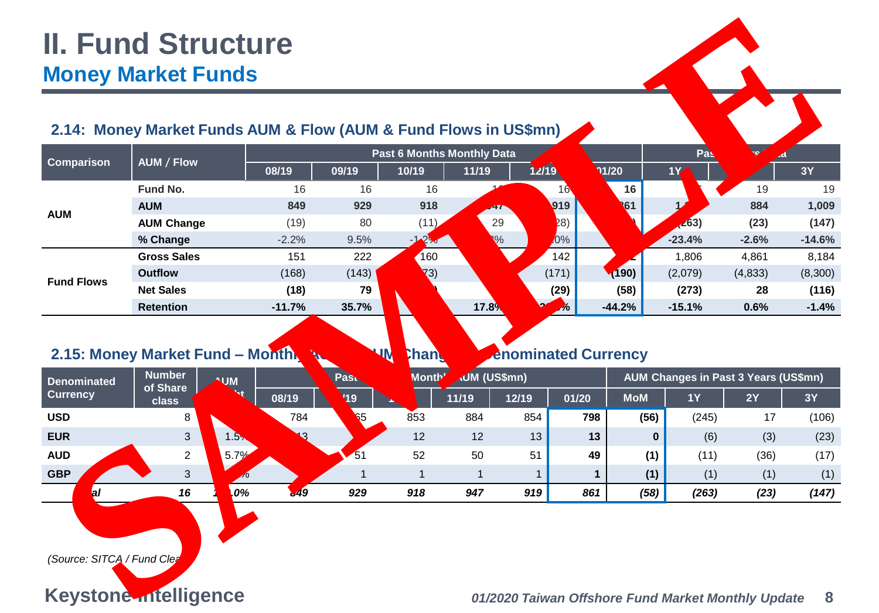# II. Fund Structure

## Money Market Funds

### 2.14: Money Market Funds AUM & Flow (AUM & Fund Flows in US$mn)

| Comparison | AUM / Flow | Past 6 Months Monthly Data | | | | | | Past 3 Years Data | | |
|---|---|---|---|---|---|---|---|---|---|---|
| | | 08/19 | 09/19 | 10/19 | 11/19 | 12/19 | 01/20 | 1Y | 2Y | 3Y |
| AUM | Fund No. | 16 | 16 | 16 | 16 | 16 | 16 | | 19 | 19 |
| | **AUM** | **849** | **929** | **918** | **947** | **919** | **861** | | **884** | **1,009** |
| | **AUM Change** | (19) | 80 | (11) | 29 | (28) | | **(263)** | **(23)** | **(147)** |
| | **% Change** | -2.2% | 9.5% | -1.2% | | 0% | | **-23.4%** | **-2.6%** | **-14.6%** |
| Fund Flows | **Gross Sales** | 151 | 222 | 160 | | 142 | | 1,806 | 4,861 | 8,184 |
| | **Outflow** | (168) | (143) | (173) | | (171) | **(190)** | (2,079) | (4,833) | (8,300) |
| | **Net Sales** | **(18)** | **79** | | | **(29)** | **(58)** | **(273)** | **28** | **(116)** |
| | **Retention** | **-11.7%** | **35.7%** | | **17.8%** | | **-44.2%** | **-15.1%** | **0.6%** | **-1.4%** |

### 2.15: Money Market Fund – Monthly AUM Changes by Denominated Currency

| Denominated Currency | Number of Share class | AUM Weight | Past 6 Months AUM (US$mn) | | | | | | AUM Changes in Past 3 Years (US$mn) | | | |
|---|---|---|---|---|---|---|---|---|---|---|---|---|
| | | | 08/19 | 09/19 | 10/19 | 11/19 | 12/19 | 01/20 | MoM | 1Y | 2Y | 3Y |
| **USD** | 8 | | 784 | 865 | 853 | 884 | 854 | **798** | **(56)** | (245) | 17 | (106) |
| **EUR** | 3 | 1.5% | 13 | | 12 | 12 | 13 | **13** | **0** | (6) | (3) | (23) |
| **AUD** | 2 | 5.7% | | 51 | 52 | 50 | 51 | **49** | **(1)** | (11) | (36) | (17) |
| **GBP** | 3 | % | | 1 | 1 | 1 | 1 | **1** | **(1)** | (1) | (1) | (1) |
| ***Total*** | ***16*** | ***100.0%*** | ***849*** | ***929*** | ***918*** | ***947*** | ***919*** | ***861*** | ***(58)*** | ***(263)*** | ***(23)*** | ***(147)*** |

*(Source: SITCA / Fund Clear)*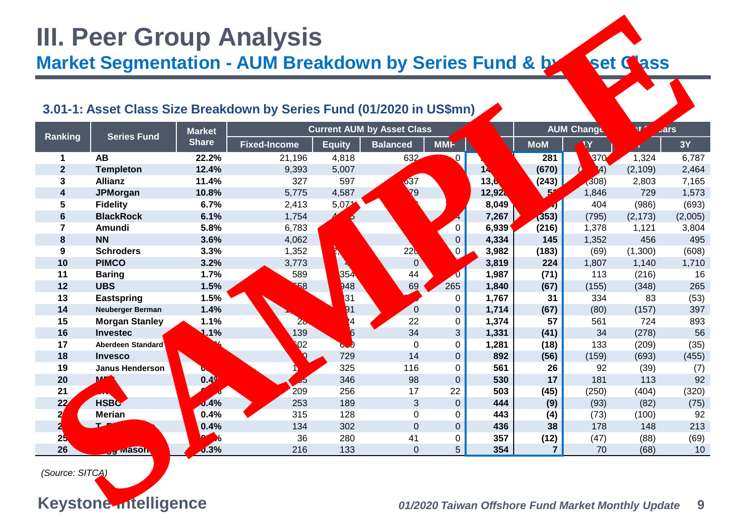# III. Peer Group Analysis

## Market Segmentation - AUM Breakdown by Series Fund & by Asset Class

### 3.01-1: Asset Class Size Breakdown by Series Fund (01/2020 in US$mn)

| Ranking | Series Fund | Market Share | Current AUM by Asset Class | | | | | AUM Change | | | |
|---|---|---|---|---|---|---|---|---|---|---|---|
| | | | Fixed-Income | Equity | Balanced | MMF | | MoM | 1Y | | 3Y |
| 1 | AB | 22.2% | 21,196 | 4,818 | 632 | 0 | | 281 | 370 | 1,324 | 6,787 |
| 2 | Templeton | 12.4% | 9,393 | 5,007 | | | 14 | (670) | 4) | (2,109) | 2,464 |
| 3 | Allianz | 11.4% | 327 | 597 | 637 | | 13,6 | (243) | (308) | 2,803 | 7,165 |
| 4 | JPMorgan | 10.8% | 5,775 | 4,587 | 79 | | 12,928 | 5 | 1,846 | 729 | 1,573 |
| 5 | Fidelity | 6.7% | 2,413 | 5,071 | | | 8,049 | ) | 404 | (986) | (693) |
| 6 | BlackRock | 6.1% | 1,754 | | | 4 | 7,267 | (353) | (795) | (2,173) | (2,005) |
| 7 | Amundi | 5.8% | 6,783 | | | 0 | 6,939 | (216) | 1,378 | 1,121 | 3,804 |
| 8 | NN | 3.6% | 4,062 | | | 0 | 4,334 | 145 | 1,352 | 456 | 495 |
| 9 | Schroders | 3.3% | 1,352 | 2, | 220 | 0 | 3,982 | (183) | (69) | (1,300) | (608) |
| 10 | PIMCO | 3.2% | 3,773 | 4 | 0 | | 3,819 | 224 | 1,807 | 1,140 | 1,710 |
| 11 | Baring | 1.7% | 589 | 354 | 44 | 0 | 1,987 | (71) | 113 | (216) | 16 |
| 12 | UBS | 1.5% | 558 | 948 | 69 | 265 | 1,840 | (67) | (155) | (348) | 265 |
| 13 | Eastspring | 1.5% | | 31 | | 0 | 1,767 | 31 | 334 | 83 | (53) |
| 14 | Neuberger Berman | 1.4% | 1 | 91 | 0 | 0 | 1,714 | (67) | (80) | (157) | 397 |
| 15 | Morgan Stanley | 1.1% | 2 | 74 | 22 | 0 | 1,374 | 57 | 561 | 724 | 893 |
| 16 | Investec | 1.1% | 139 | 6 | 34 | 3 | 1,331 | (41) | 34 | (278) | 56 |
| 17 | Aberdeen Standard | | 602 | | 0 | 0 | 1,281 | (18) | 133 | (209) | (35) |
| 18 | Invesco | | 0 | 729 | 14 | 0 | 892 | (56) | (159) | (693) | (455) |
| 19 | Janus Henderson | | 1 | 325 | 116 | 0 | 561 | 26 | 92 | (39) | (7) |
| 20 | M | 0.4% | 5 | 346 | 98 | 0 | 530 | 17 | 181 | 113 | 92 |
| 21 | | % | 209 | 256 | 17 | 22 | 503 | (45) | (250) | (404) | (320) |
| 22 | HSBC | 0.4% | 253 | 189 | 3 | 0 | 444 | (9) | (93) | (82) | (75) |
| 2 | Merian | 0.4% | 315 | 128 | 0 | 0 | 443 | (4) | (73) | (100) | 92 |
| 2 | T | 0.4% | 134 | 302 | 0 | 0 | 436 | 38 | 178 | 148 | 213 |
| 25 | | % | 36 | 280 | 41 | 0 | 357 | (12) | (47) | (88) | (69) |
| 26 | Mason | 0.3% | 216 | 133 | 0 | 5 | 354 | 7 | 70 | (68) | 10 |

*(Source: SITCA)*

Keystone Intelligence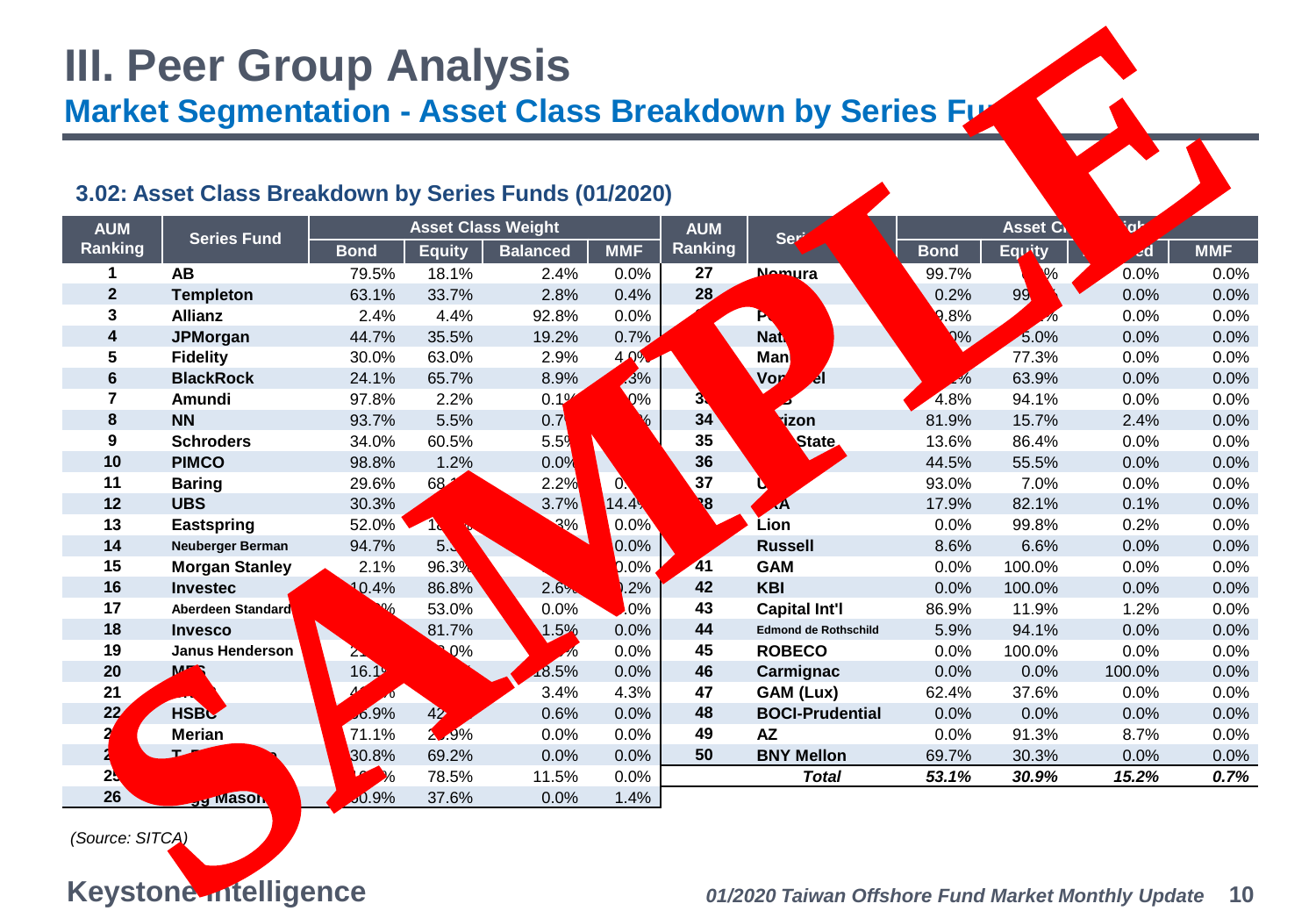# III. Peer Group Analysis

## Market Segmentation - Asset Class Breakdown by Series Fu

### 3.02: Asset Class Breakdown by Series Funds (01/2020)

| AUM Ranking | Series Fund | Asset Class Weight | | | | AUM Ranking | Ser | Asset C | | | |
|---|---|---|---|---|---|---|---|---|---|---|---|
| | | Bond | Equity | Balanced | MMF | | | Bond | Equity | ed | MMF |
| 1 | AB | 79.5% | 18.1% | 2.4% | 0.0% | 27 | Nomura | 99.7% | | 0.0% | 0.0% |
| 2 | Templeton | 63.1% | 33.7% | 2.8% | 0.4% | 28 | | 0.2% | 99 | 0.0% | 0.0% |
| 3 | Allianz | 2.4% | 4.4% | 92.8% | 0.0% | | P | 9.8% | | 0.0% | 0.0% |
| 4 | JPMorgan | 44.7% | 35.5% | 19.2% | 0.7% | | Nat | 0% | 5.0% | 0.0% | 0.0% |
| 5 | Fidelity | 30.0% | 63.0% | 2.9% | 4.0% | | Man | | 77.3% | 0.0% | 0.0% |
| 6 | BlackRock | 24.1% | 65.7% | 8.9% | 3% | | Von el | | 63.9% | 0.0% | 0.0% |
| 7 | Amundi | 97.8% | 2.2% | 0.1% | 0% | 3 | | 4.8% | 94.1% | 0.0% | 0.0% |
| 8 | NN | 93.7% | 5.5% | 0.7 | | 34 | rizon | 81.9% | 15.7% | 2.4% | 0.0% |
| 9 | Schroders | 34.0% | 60.5% | 5.5% | | 35 | State | 13.6% | 86.4% | 0.0% | 0.0% |
| 10 | PIMCO | 98.8% | 1.2% | 0.0% | | 36 | | 44.5% | 55.5% | 0.0% | 0.0% |
| 11 | Baring | 29.6% | 68 | 2.2% | 0. | 37 | U | 93.0% | 7.0% | 0.0% | 0.0% |
| 12 | UBS | 30.3% | | 3.7% | 14.4% | 38 | A | 17.9% | 82.1% | 0.1% | 0.0% |
| 13 | Eastspring | 52.0% | 1 | 3% | 0.0% | | Lion | 0.0% | 99.8% | 0.2% | 0.0% |
| 14 | Neuberger Berman | 94.7% | 5. | | 0.0% | | Russell | 8.6% | 6.6% | 0.0% | 0.0% |
| 15 | Morgan Stanley | 2.1% | 96.3% | | 0.0% | 41 | GAM | 0.0% | 100.0% | 0.0% | 0.0% |
| 16 | Investec | 10.4% | 86.8% | 2.6% | 0.2% | 42 | KBI | 0.0% | 100.0% | 0.0% | 0.0% |
| 17 | Aberdeen Standard | % | 53.0% | 0.0% | 0% | 43 | Capital Int'l | 86.9% | 11.9% | 1.2% | 0.0% |
| 18 | Invesco | | 81.7% | 1.5% | 0.0% | 44 | Edmond de Rothschild | 5.9% | 94.1% | 0.0% | 0.0% |
| 19 | Janus Henderson | 2 | 0% | % | 0.0% | 45 | ROBECO | 0.0% | 100.0% | 0.0% | 0.0% |
| 20 | M | 16.1% | | 18.5% | 0.0% | 46 | Carmignac | 0.0% | 0.0% | 100.0% | 0.0% |
| 21 | | 4 % | | 3.4% | 4.3% | 47 | GAM (Lux) | 62.4% | 37.6% | 0.0% | 0.0% |
| 22 | HSBC | 6.9% | 42 | 0.6% | 0.0% | 48 | BOCI-Prudential | 0.0% | 0.0% | 0.0% | 0.0% |
| 2 | Merian | 71.1% | 2 .9% | 0.0% | 0.0% | 49 | AZ | 0.0% | 91.3% | 8.7% | 0.0% |
| 2 | T | 30.8% | 69.2% | 0.0% | 0.0% | 50 | BNY Mellon | 69.7% | 30.3% | 0.0% | 0.0% |
| 25 | | % | 78.5% | 11.5% | 0.0% | | ***Total*** | ***53.1%*** | ***30.9%*** | ***15.2%*** | ***0.7%*** |
| 26 | gg Mason | 60.9% | 37.6% | 0.0% | 1.4% | | | | | | |

*(Source: SITCA)*

SAMPLE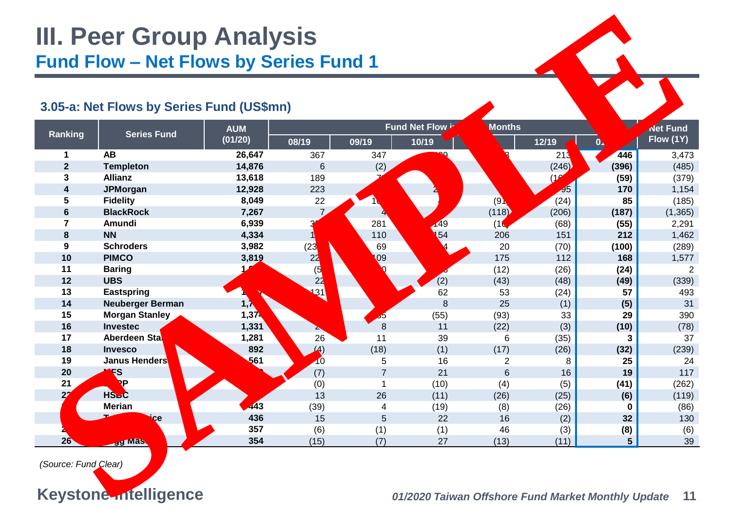# III. Peer Group Analysis

## Fund Flow – Net Flows by Series Fund 1

### 3.05-a: Net Flows by Series Fund (US$mn)

| Ranking | Series Fund | AUM (01/20) | Fund Net Flow in Months | | | | | | Net Fund Flow (1Y) |
|---|---|---|---|---|---|---|---|---|---|
| | | | 08/19 | 09/19 | 10/19 | | 12/19 | 01 | |
| 1 | AB | 26,647 | 367 | 347 | | | 213 | 446 | 3,473 |
| 2 | Templeton | 14,876 | 6 | (2) | | | (246) | (396) | (485) |
| 3 | Allianz | 13,618 | 189 | | | | | (59) | (379) |
| 4 | JPMorgan | 12,928 | 223 | | | | 95 | 170 | 1,154 |
| 5 | Fidelity | 8,049 | 22 | | | (91) | (24) | 85 | (185) |
| 6 | BlackRock | 7,267 | 7 | | | (118) | (206) | (187) | (1,365) |
| 7 | Amundi | 6,939 | | 281 | 149 | | (68) | (55) | 2,291 |
| 8 | NN | 4,334 | | 110 | 154 | 206 | 151 | 212 | 1,462 |
| 9 | Schroders | 3,982 | | 69 | | 20 | (70) | (100) | (289) |
| 10 | PIMCO | 3,819 | | | | 175 | 112 | 168 | 1,577 |
| 11 | Baring | | | | | (12) | (26) | (24) | 2 |
| 12 | UBS | | | | (2) | (43) | (48) | (49) | (339) |
| 13 | Eastspring | | | | 62 | 53 | (24) | 57 | 493 |
| 14 | Neuberger Berman | | | | 8 | 25 | (1) | (5) | 31 |
| 15 | Morgan Stanley | | | | (55) | (93) | 33 | 29 | 390 |
| 16 | Investec | 1,331 | | 8 | 11 | (22) | (3) | (10) | (78) |
| 17 | Aberdeen Sta | 1,281 | 26 | 11 | 39 | 6 | (35) | 3 | 37 |
| 18 | Invesco | 892 | (4) | (18) | (1) | (17) | (26) | (32) | (239) |
| 19 | Janus Henders | 561 | 10 | 5 | 16 | 2 | 8 | 25 | 24 |
| 20 | | | (7) | 7 | 21 | 6 | 16 | 19 | 117 |
| 21 | | | (0) | 1 | (10) | (4) | (5) | (41) | (262) |
| | HSBC | | 13 | 26 | (11) | (26) | (25) | (6) | (119) |
| | Merian | 443 | (39) | 4 | (19) | (8) | (26) | 0 | (86) |
| | | 436 | 15 | 5 | 22 | 16 | (2) | 32 | 130 |
| | | 357 | (6) | (1) | (1) | 46 | (3) | (8) | (6) |
| 26 | | 354 | (15) | (7) | 27 | (13) | (11) | 5 | 39 |

*(Source: Fund Clear)*

SAMPLE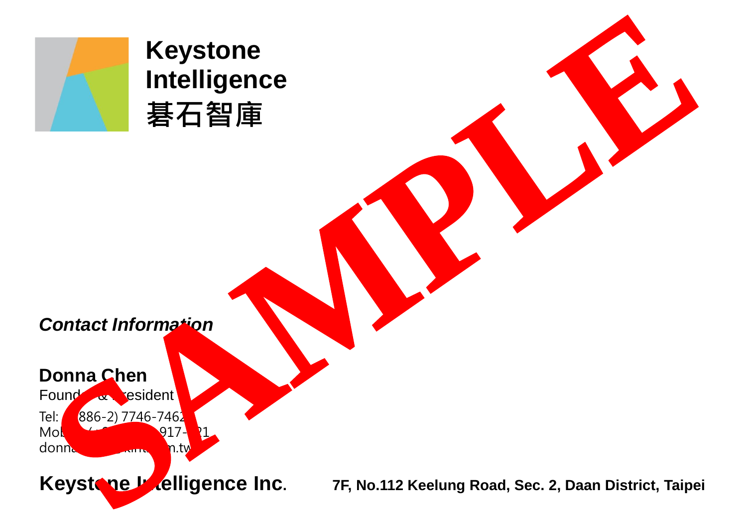Keystone
Intelligence
碁石智庫

***Contact Information***

**Donna Chen**
Founder & President
Tel: (+886-2) 7746-7462
Mob... (+8... 917-...21
donna...kintl...m.tw

**Keystone Intelligence Inc.** **7F, No.112 Keelung Road, Sec. 2, Daan District, Taipei**